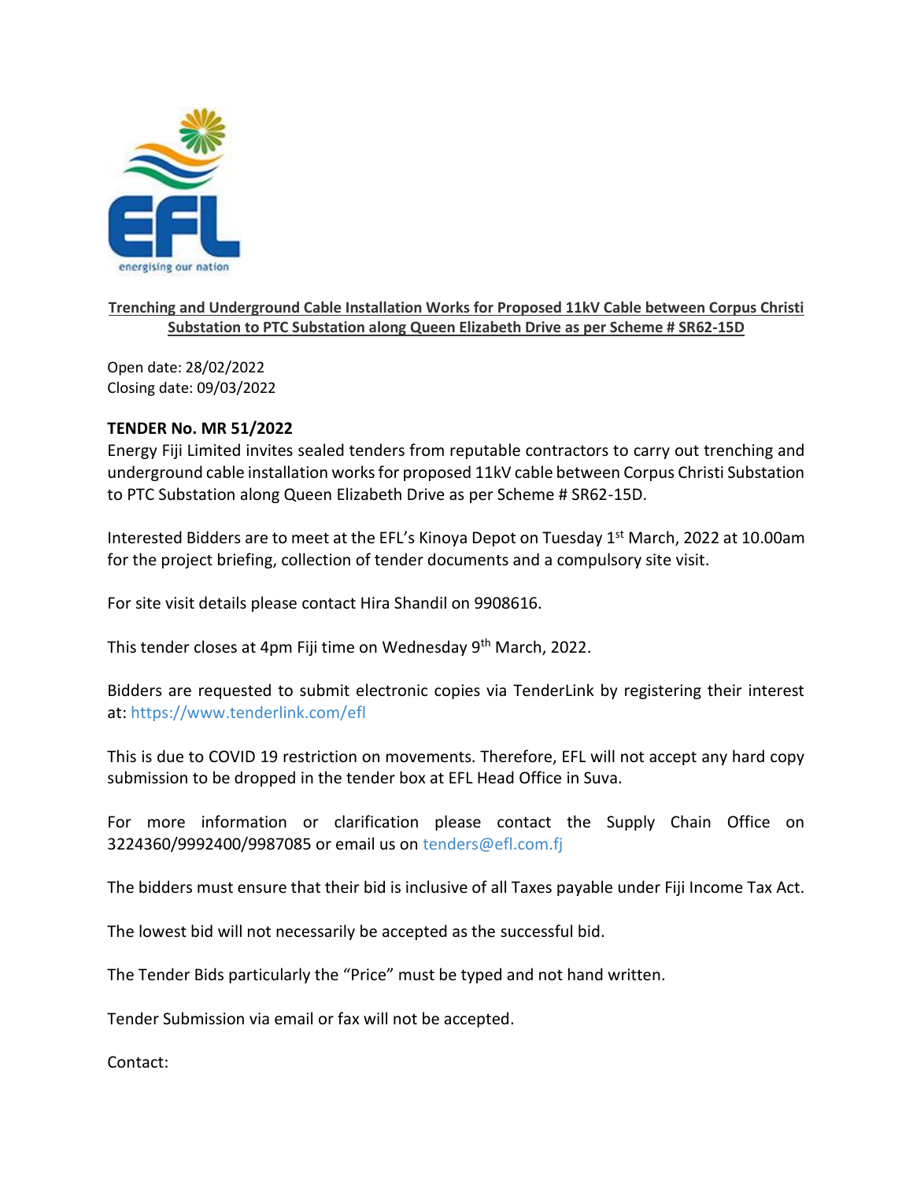**Trenching and Underground Cable Installation Works for Proposed 11kV Cable between Corpus Christi Substation to PTC Substation along Queen Elizabeth Drive as per Scheme # SR62-15D**

Open date: 28/02/2022
Closing date: 09/03/2022

**TENDER No. MR 51/2022**

Energy Fiji Limited invites sealed tenders from reputable contractors to carry out trenching and underground cable installation works for proposed 11kV cable between Corpus Christi Substation to PTC Substation along Queen Elizabeth Drive as per Scheme # SR62-15D.

Interested Bidders are to meet at the EFL's Kinoya Depot on Tuesday 1st March, 2022 at 10.00am for the project briefing, collection of tender documents and a compulsory site visit.

For site visit details please contact Hira Shandil on 9908616.

This tender closes at 4pm Fiji time on Wednesday 9th March, 2022.

Bidders are requested to submit electronic copies via TenderLink by registering their interest at: https://www.tenderlink.com/efl

This is due to COVID 19 restriction on movements. Therefore, EFL will not accept any hard copy submission to be dropped in the tender box at EFL Head Office in Suva.

For more information or clarification please contact the Supply Chain Office on 3224360/9992400/9987085 or email us on tenders@efl.com.fj

The bidders must ensure that their bid is inclusive of all Taxes payable under Fiji Income Tax Act.

The lowest bid will not necessarily be accepted as the successful bid.

The Tender Bids particularly the "Price" must be typed and not hand written.

Tender Submission via email or fax will not be accepted.

Contact: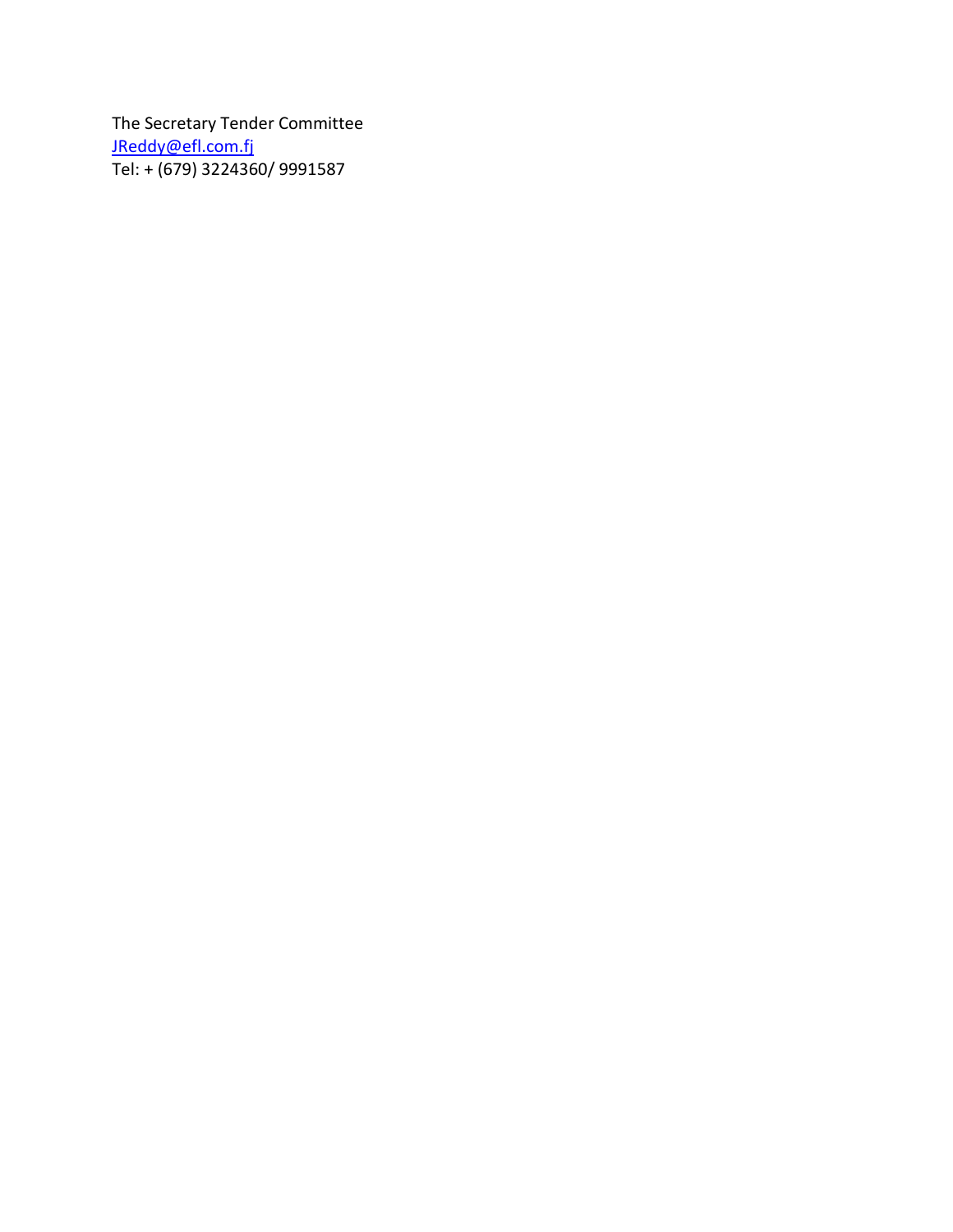The Secretary Tender Committee
JReddy@efl.com.fj
Tel: + (679) 3224360/ 9991587